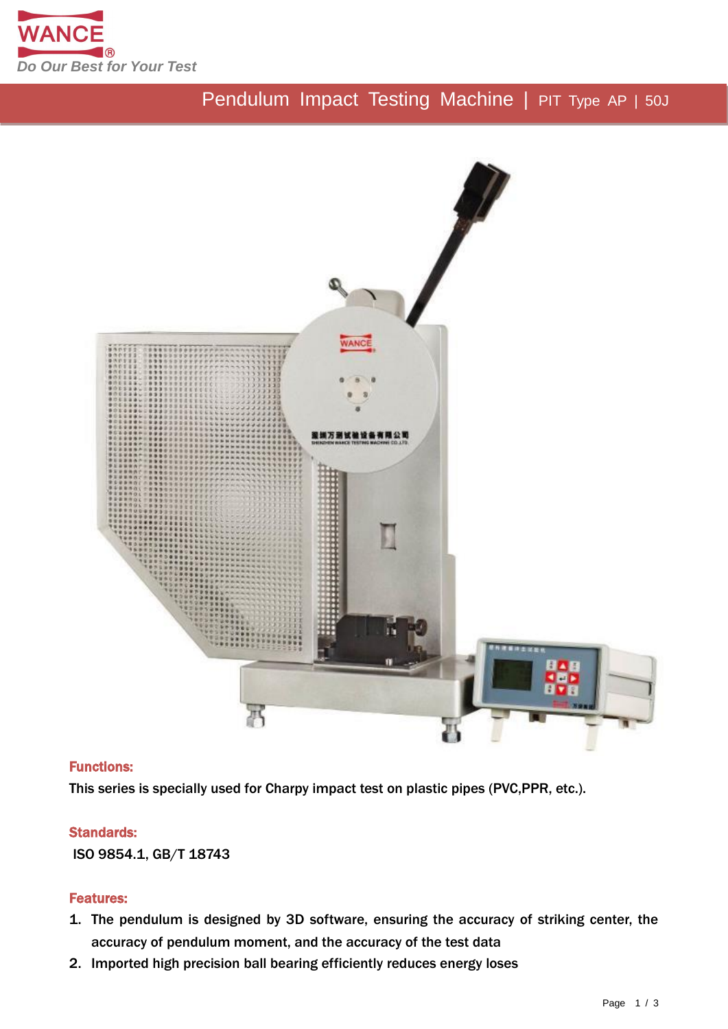WANCE®

*Do Our Best for Your Test*

# Pendulum Impact Testing Machine | PIT Type AP | 50J

## Functions:

This series is specially used for Charpy impact test on plastic pipes (PVC,PPR, etc.).

## Standards:

ISO 9854.1, GB/T 18743

## Features:

1. The pendulum is designed by 3D software, ensuring the accuracy of striking center, the accuracy of pendulum moment, and the accuracy of the test data
2. Imported high precision ball bearing efficiently reduces energy loses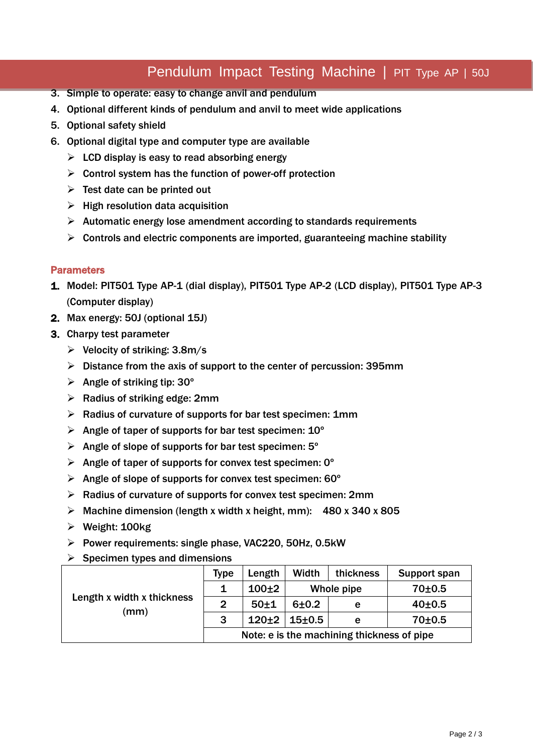3. Simple to operate: easy to change anvil and pendulum
4. Optional different kinds of pendulum and anvil to meet wide applications
5. Optional safety shield
6. Optional digital type and computer type are available
   - LCD display is easy to read absorbing energy
   - Control system has the function of power-off protection
   - Test date can be printed out
   - High resolution data acquisition
   - Automatic energy lose amendment according to standards requirements
   - Controls and electric components are imported, guaranteeing machine stability

## Parameters

1. Model: PIT501 Type AP-1 (dial display), PIT501 Type AP-2 (LCD display), PIT501 Type AP-3 (Computer display)
2. Max energy: 50J (optional 15J)
3. Charpy test parameter
   - Velocity of striking: 3.8m/s
   - Distance from the axis of support to the center of percussion: 395mm
   - Angle of striking tip: 30°
   - Radius of striking edge: 2mm
   - Radius of curvature of supports for bar test specimen: 1mm
   - Angle of taper of supports for bar test specimen: 10°
   - Angle of slope of supports for bar test specimen: 5°
   - Angle of taper of supports for convex test specimen: 0°
   - Angle of slope of supports for convex test specimen: 60°
   - Radius of curvature of supports for convex test specimen: 2mm
   - Machine dimension (length x width x height, mm): 480 x 340 x 805
   - Weight: 100kg
   - Power requirements: single phase, VAC220, 50Hz, 0.5kW
   - Specimen types and dimensions

| Length x width x thickness (mm) | Type | Length | Width | thickness | Support span |
|---|---|---|---|---|---|
| | 1 | 100±2 | Whole pipe | | 70±0.5 |
| | 2 | 50±1 | 6±0.2 | e | 40±0.5 |
| | 3 | 120±2 | 15±0.5 | e | 70±0.5 |
| | Note: e is the machining thickness of pipe | | | | |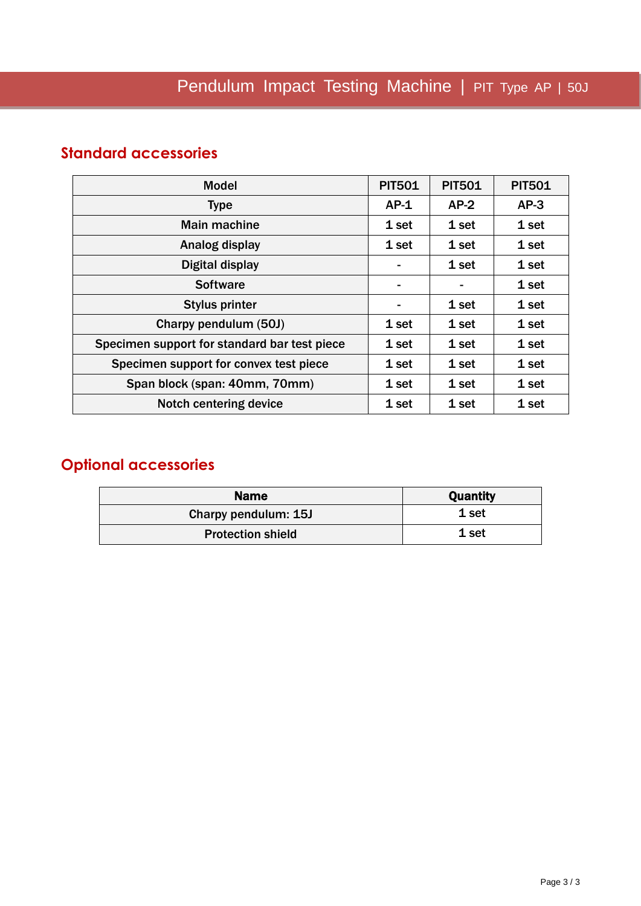## Standard accessories

| Model | PIT501 | PIT501 | PIT501 |
|---|---|---|---|
| Type | AP-1 | AP-2 | AP-3 |
| Main machine | 1 set | 1 set | 1 set |
| Analog display | 1 set | 1 set | 1 set |
| Digital display | - | 1 set | 1 set |
| Software | - | - | 1 set |
| Stylus printer | - | 1 set | 1 set |
| Charpy pendulum (50J) | 1 set | 1 set | 1 set |
| Specimen support for standard bar test piece | 1 set | 1 set | 1 set |
| Specimen support for convex test piece | 1 set | 1 set | 1 set |
| Span block (span: 40mm, 70mm) | 1 set | 1 set | 1 set |
| Notch centering device | 1 set | 1 set | 1 set |

## Optional accessories

| Name | Quantity |
|---|---|
| Charpy pendulum: 15J | 1 set |
| Protection shield | 1 set |